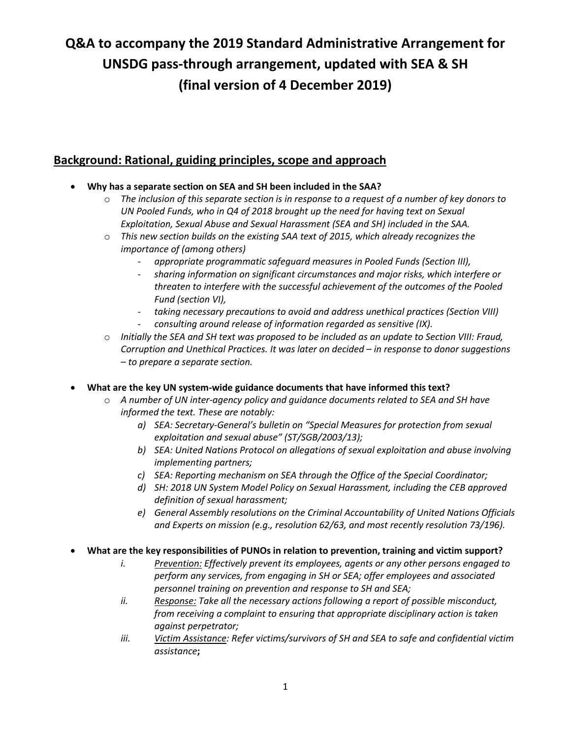# Q&A to accompany the 2019 Standard Administrative Arrangement for UNSDG pass-through arrangement, updated with SEA & SH (final version of 4 December 2019)

## Background: Rational, guiding principles, scope and approach

- **Why has a separate section on SEA and SH been included in the SAA?**
  - *The inclusion of this separate section is in response to a request of a number of key donors to UN Pooled Funds, who in Q4 of 2018 brought up the need for having text on Sexual Exploitation, Sexual Abuse and Sexual Harassment (SEA and SH) included in the SAA.*
  - *This new section builds on the existing SAA text of 2015, which already recognizes the importance of (among others)*
    - *appropriate programmatic safeguard measures in Pooled Funds (Section III),*
    - *sharing information on significant circumstances and major risks, which interfere or threaten to interfere with the successful achievement of the outcomes of the Pooled Fund (section VI),*
    - *taking necessary precautions to avoid and address unethical practices (Section VIII)*
    - *consulting around release of information regarded as sensitive (IX).*
  - *Initially the SEA and SH text was proposed to be included as an update to Section VIII: Fraud, Corruption and Unethical Practices. It was later on decided – in response to donor suggestions – to prepare a separate section.*

- **What are the key UN system-wide guidance documents that have informed this text?**
  - *A number of UN inter-agency policy and guidance documents related to SEA and SH have informed the text. These are notably:*
    - *a) SEA: Secretary-General's bulletin on "Special Measures for protection from sexual exploitation and sexual abuse" (ST/SGB/2003/13);*
    - *b) SEA: United Nations Protocol on allegations of sexual exploitation and abuse involving implementing partners;*
    - *c) SEA: Reporting mechanism on SEA through the Office of the Special Coordinator;*
    - *d) SH: 2018 UN System Model Policy on Sexual Harassment, including the CEB approved definition of sexual harassment;*
    - *e) General Assembly resolutions on the Criminal Accountability of United Nations Officials and Experts on mission (e.g., resolution 62/63, and most recently resolution 73/196).*

- **What are the key responsibilities of PUNOs in relation to prevention, training and victim support?**
  - *i. Prevention: Effectively prevent its employees, agents or any other persons engaged to perform any services, from engaging in SH or SEA; offer employees and associated personnel training on prevention and response to SH and SEA;*
  - *ii. Response: Take all the necessary actions following a report of possible misconduct, from receiving a complaint to ensuring that appropriate disciplinary action is taken against perpetrator;*
  - *iii. Victim Assistance: Refer victims/survivors of SH and SEA to safe and confidential victim assistance*;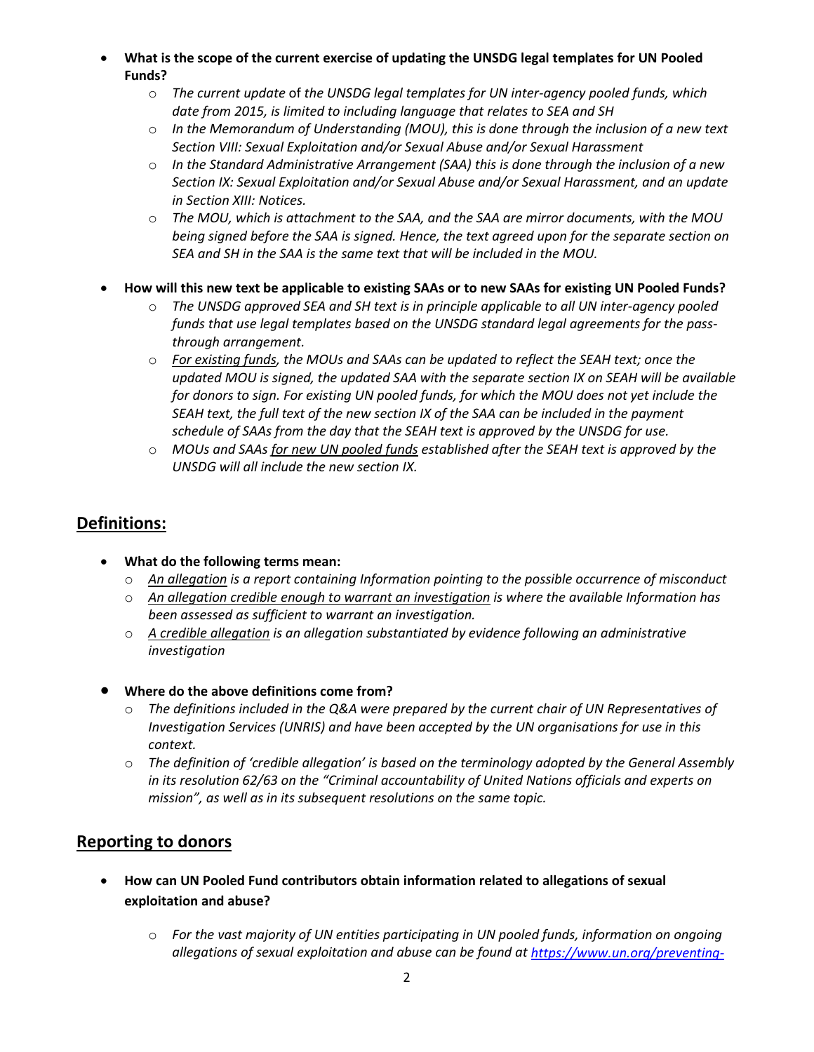- **What is the scope of the current exercise of updating the UNSDG legal templates for UN Pooled Funds?**
  - *The current update* of *the UNSDG legal templates for UN inter-agency pooled funds, which date from 2015, is limited to including language that relates to SEA and SH*
  - *In the Memorandum of Understanding (MOU), this is done through the inclusion of a new text Section VIII: Sexual Exploitation and/or Sexual Abuse and/or Sexual Harassment*
  - *In the Standard Administrative Arrangement (SAA) this is done through the inclusion of a new Section IX: Sexual Exploitation and/or Sexual Abuse and/or Sexual Harassment, and an update in Section XIII: Notices.*
  - *The MOU, which is attachment to the SAA, and the SAA are mirror documents, with the MOU being signed before the SAA is signed. Hence, the text agreed upon for the separate section on SEA and SH in the SAA is the same text that will be included in the MOU.*

- **How will this new text be applicable to existing SAAs or to new SAAs for existing UN Pooled Funds?**
  - *The UNSDG approved SEA and SH text is in principle applicable to all UN inter-agency pooled funds that use legal templates based on the UNSDG standard legal agreements for the pass-through arrangement.*
  - *For existing funds, the MOUs and SAAs can be updated to reflect the SEAH text; once the updated MOU is signed, the updated SAA with the separate section IX on SEAH will be available for donors to sign. For existing UN pooled funds, for which the MOU does not yet include the SEAH text, the full text of the new section IX of the SAA can be included in the payment schedule of SAAs from the day that the SEAH text is approved by the UNSDG for use.*
  - *MOUs and SAAs for new UN pooled funds established after the SEAH text is approved by the UNSDG will all include the new section IX.*

## Definitions:

- **What do the following terms mean:**
  - *An allegation is a report containing Information pointing to the possible occurrence of misconduct*
  - *An allegation credible enough to warrant an investigation is where the available Information has been assessed as sufficient to warrant an investigation.*
  - *A credible allegation is an allegation substantiated by evidence following an administrative investigation*

- **Where do the above definitions come from?**
  - *The definitions included in the Q&A were prepared by the current chair of UN Representatives of Investigation Services (UNRIS) and have been accepted by the UN organisations for use in this context.*
  - *The definition of 'credible allegation' is based on the terminology adopted by the General Assembly in its resolution 62/63 on the "Criminal accountability of United Nations officials and experts on mission", as well as in its subsequent resolutions on the same topic.*

## Reporting to donors

- **How can UN Pooled Fund contributors obtain information related to allegations of sexual exploitation and abuse?**
  - *For the vast majority of UN entities participating in UN pooled funds, information on ongoing allegations of sexual exploitation and abuse can be found at https://www.un.org/preventing-*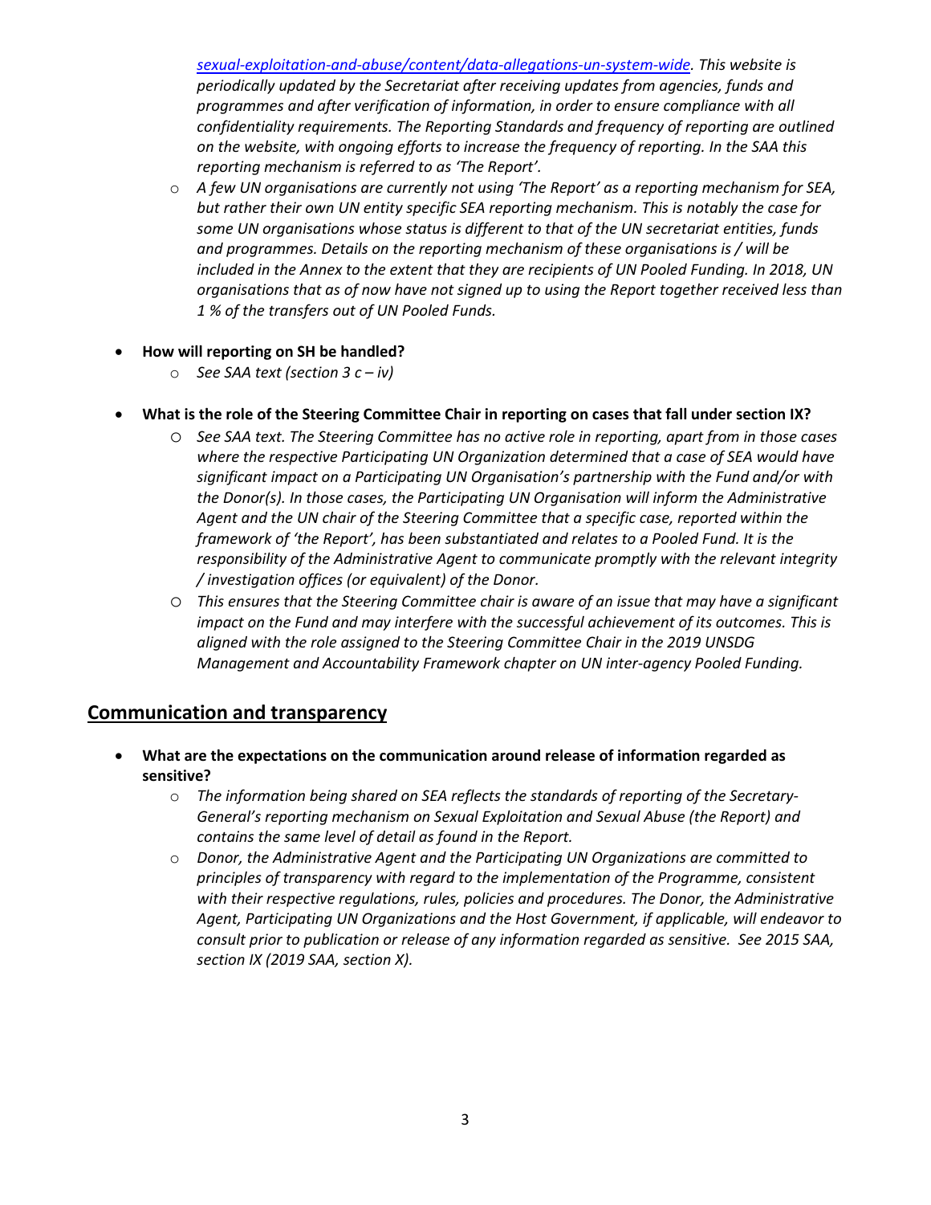*[sexual-exploitation-and-abuse/content/data-allegations-un-system-wide](sexual-exploitation-and-abuse/content/data-allegations-un-system-wide). This website is periodically updated by the Secretariat after receiving updates from agencies, funds and programmes and after verification of information, in order to ensure compliance with all confidentiality requirements. The Reporting Standards and frequency of reporting are outlined on the website, with ongoing efforts to increase the frequency of reporting. In the SAA this reporting mechanism is referred to as 'The Report'.*

  - *A few UN organisations are currently not using 'The Report' as a reporting mechanism for SEA, but rather their own UN entity specific SEA reporting mechanism. This is notably the case for some UN organisations whose status is different to that of the UN secretariat entities, funds and programmes. Details on the reporting mechanism of these organisations is / will be included in the Annex to the extent that they are recipients of UN Pooled Funding. In 2018, UN organisations that as of now have not signed up to using the Report together received less than 1 % of the transfers out of UN Pooled Funds.*

- **How will reporting on SH be handled?**
  - *See SAA text (section 3 c – iv)*

- **What is the role of the Steering Committee Chair in reporting on cases that fall under section IX?**
  - *See SAA text. The Steering Committee has no active role in reporting, apart from in those cases where the respective Participating UN Organization determined that a case of SEA would have significant impact on a Participating UN Organisation's partnership with the Fund and/or with the Donor(s). In those cases, the Participating UN Organisation will inform the Administrative Agent and the UN chair of the Steering Committee that a specific case, reported within the framework of 'the Report', has been substantiated and relates to a Pooled Fund. It is the responsibility of the Administrative Agent to communicate promptly with the relevant integrity / investigation offices (or equivalent) of the Donor.*
  - *This ensures that the Steering Committee chair is aware of an issue that may have a significant impact on the Fund and may interfere with the successful achievement of its outcomes. This is aligned with the role assigned to the Steering Committee Chair in the 2019 UNSDG Management and Accountability Framework chapter on UN inter-agency Pooled Funding.*

## Communication and transparency

- **What are the expectations on the communication around release of information regarded as sensitive?**
  - *The information being shared on SEA reflects the standards of reporting of the Secretary-General's reporting mechanism on Sexual Exploitation and Sexual Abuse (the Report) and contains the same level of detail as found in the Report.*
  - *Donor, the Administrative Agent and the Participating UN Organizations are committed to principles of transparency with regard to the implementation of the Programme, consistent with their respective regulations, rules, policies and procedures. The Donor, the Administrative Agent, Participating UN Organizations and the Host Government, if applicable, will endeavor to consult prior to publication or release of any information regarded as sensitive. See 2015 SAA, section IX (2019 SAA, section X).*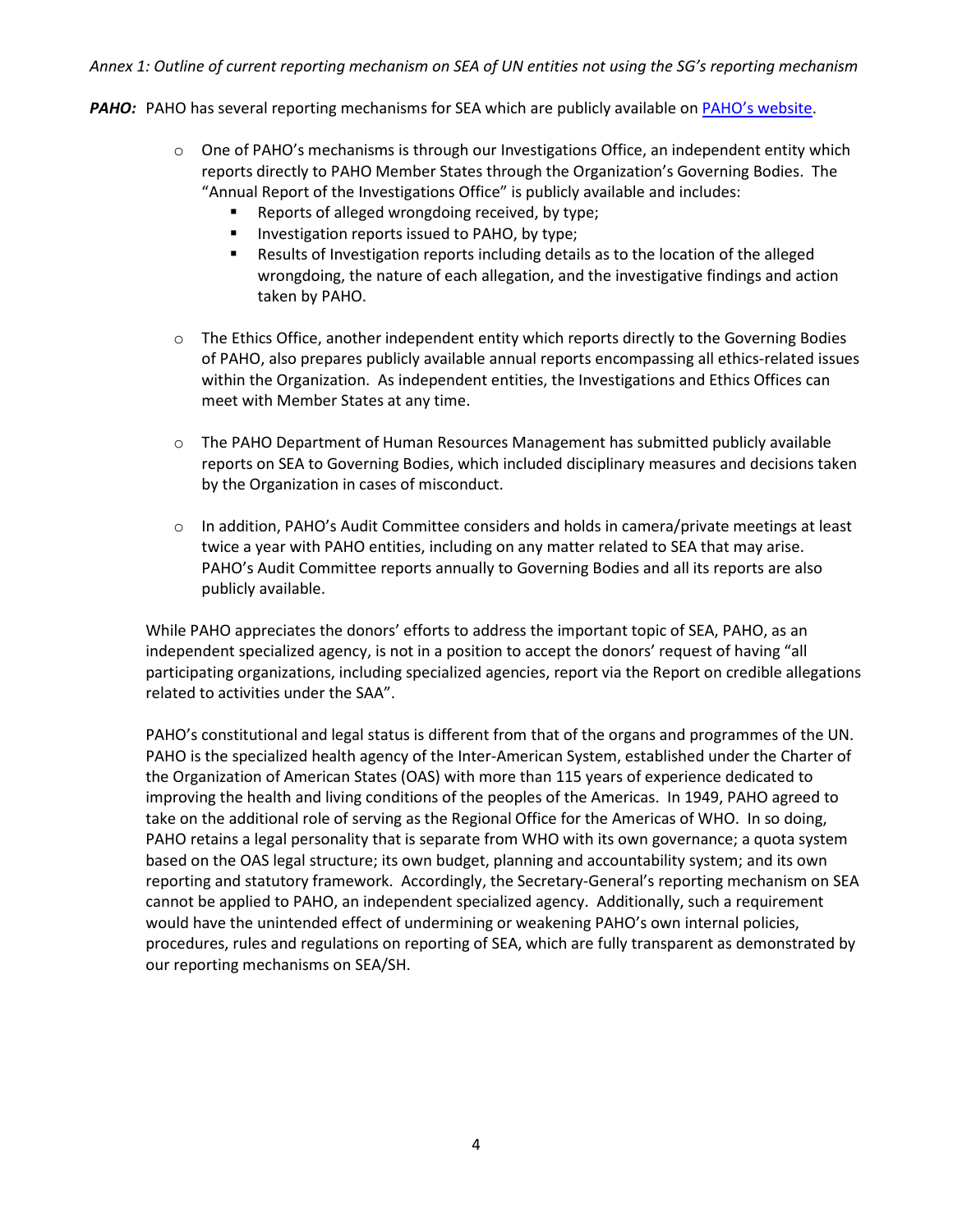*Annex 1: Outline of current reporting mechanism on SEA of UN entities not using the SG's reporting mechanism*

***PAHO:*** PAHO has several reporting mechanisms for SEA which are publicly available on [PAHO's website](PAHO's website).

- One of PAHO's mechanisms is through our Investigations Office, an independent entity which reports directly to PAHO Member States through the Organization's Governing Bodies. The "Annual Report of the Investigations Office" is publicly available and includes:
  - Reports of alleged wrongdoing received, by type;
  - Investigation reports issued to PAHO, by type;
  - Results of Investigation reports including details as to the location of the alleged wrongdoing, the nature of each allegation, and the investigative findings and action taken by PAHO.
- The Ethics Office, another independent entity which reports directly to the Governing Bodies of PAHO, also prepares publicly available annual reports encompassing all ethics-related issues within the Organization. As independent entities, the Investigations and Ethics Offices can meet with Member States at any time.
- The PAHO Department of Human Resources Management has submitted publicly available reports on SEA to Governing Bodies, which included disciplinary measures and decisions taken by the Organization in cases of misconduct.
- In addition, PAHO's Audit Committee considers and holds in camera/private meetings at least twice a year with PAHO entities, including on any matter related to SEA that may arise. PAHO's Audit Committee reports annually to Governing Bodies and all its reports are also publicly available.

While PAHO appreciates the donors' efforts to address the important topic of SEA, PAHO, as an independent specialized agency, is not in a position to accept the donors' request of having "all participating organizations, including specialized agencies, report via the Report on credible allegations related to activities under the SAA".

PAHO's constitutional and legal status is different from that of the organs and programmes of the UN. PAHO is the specialized health agency of the Inter-American System, established under the Charter of the Organization of American States (OAS) with more than 115 years of experience dedicated to improving the health and living conditions of the peoples of the Americas. In 1949, PAHO agreed to take on the additional role of serving as the Regional Office for the Americas of WHO. In so doing, PAHO retains a legal personality that is separate from WHO with its own governance; a quota system based on the OAS legal structure; its own budget, planning and accountability system; and its own reporting and statutory framework. Accordingly, the Secretary-General's reporting mechanism on SEA cannot be applied to PAHO, an independent specialized agency. Additionally, such a requirement would have the unintended effect of undermining or weakening PAHO's own internal policies, procedures, rules and regulations on reporting of SEA, which are fully transparent as demonstrated by our reporting mechanisms on SEA/SH.